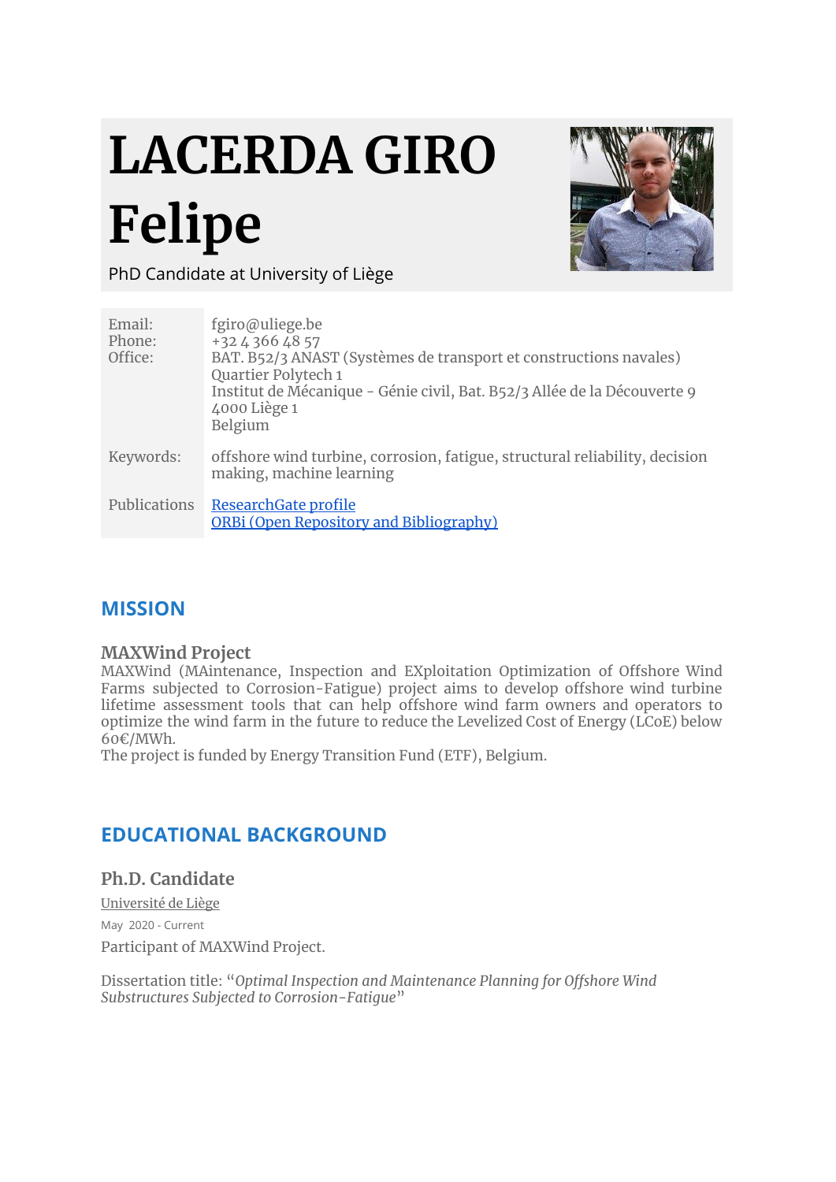# LACERDA GIRO Felipe

PhD Candidate at University of Liège

| | |
|---|---|
| Email:<br>Phone:<br>Office: | fgiro@uliege.be<br>+32 4 366 48 57<br>BAT. B52/3 ANAST (Systèmes de transport et constructions navales)<br>Quartier Polytech 1<br>Institut de Mécanique - Génie civil, Bat. B52/3 Allée de la Découverte 9<br>4000 Liège 1<br>Belgium |
| Keywords: | offshore wind turbine, corrosion, fatigue, structural reliability, decision making, machine learning |
| Publications | ResearchGate profile<br>ORBi (Open Repository and Bibliography) |

## MISSION

### MAXWind Project

MAXWind (MAintenance, Inspection and EXploitation Optimization of Offshore Wind Farms subjected to Corrosion-Fatigue) project aims to develop offshore wind turbine lifetime assessment tools that can help offshore wind farm owners and operators to optimize the wind farm in the future to reduce the Levelized Cost of Energy (LCoE) below 60€/MWh.
The project is funded by Energy Transition Fund (ETF), Belgium.

## EDUCATIONAL BACKGROUND

### Ph.D. Candidate

Université de Liège

May 2020 - Current

Participant of MAXWind Project.

Dissertation title: "*Optimal Inspection and Maintenance Planning for Offshore Wind Substructures Subjected to Corrosion-Fatigue*"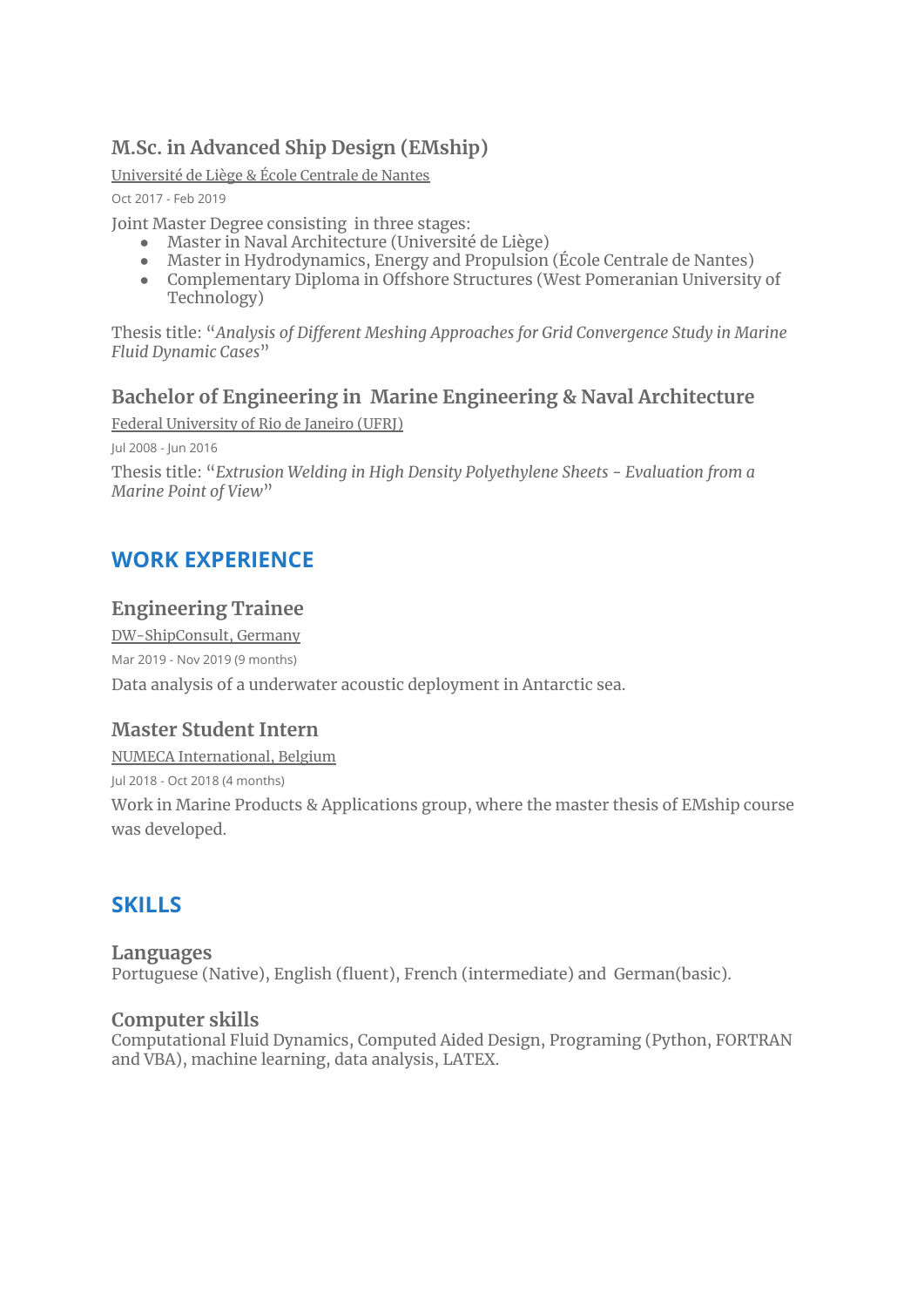### M.Sc. in Advanced Ship Design (EMship)

Université de Liège & École Centrale de Nantes

Oct 2017 - Feb 2019

Joint Master Degree consisting  in three stages:

- Master in Naval Architecture (Université de Liège)
- Master in Hydrodynamics, Energy and Propulsion (École Centrale de Nantes)
- Complementary Diploma in Offshore Structures (West Pomeranian University of Technology)

Thesis title: "*Analysis of Different Meshing Approaches for Grid Convergence Study in Marine Fluid Dynamic Cases*"

### Bachelor of Engineering in  Marine Engineering & Naval Architecture

Federal University of Rio de Janeiro (UFRJ)

Jul 2008 - Jun 2016

Thesis title: "*Extrusion Welding in High Density Polyethylene Sheets - Evaluation from a Marine Point of View*"

## WORK EXPERIENCE

### Engineering Trainee

DW-ShipConsult, Germany

Mar 2019 - Nov 2019 (9 months)

Data analysis of a underwater acoustic deployment in Antarctic sea.

### Master Student Intern

NUMECA International, Belgium

Jul 2018 - Oct 2018 (4 months)

Work in Marine Products & Applications group, where the master thesis of EMship course was developed.

## SKILLS

### Languages

Portuguese (Native), English (fluent), French (intermediate) and  German(basic).

### Computer skills

Computational Fluid Dynamics, Computed Aided Design, Programing (Python, FORTRAN and VBA), machine learning, data analysis, LATEX.